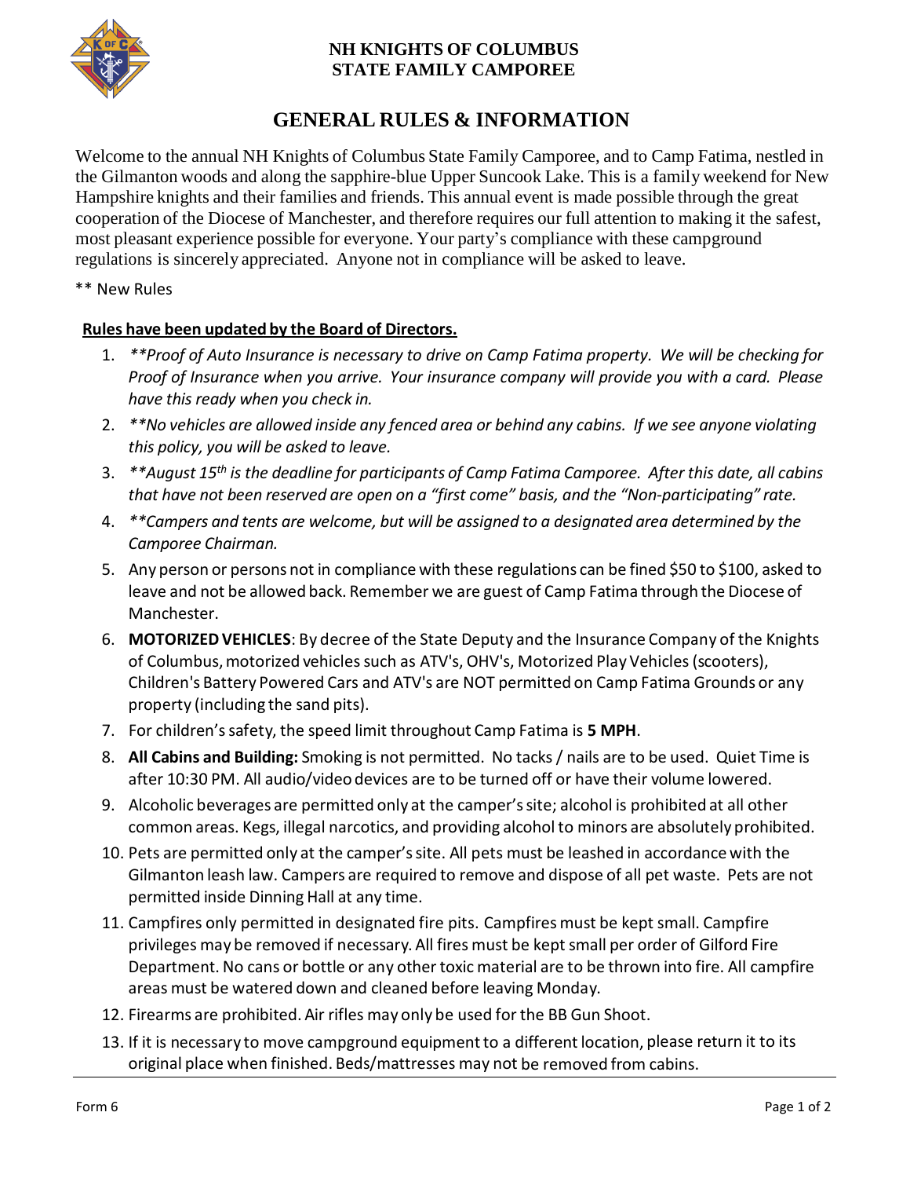**NH KNIGHTS OF COLUMBUS**
**STATE FAMILY CAMPOREE**

# GENERAL RULES & INFORMATION

Welcome to the annual NH Knights of Columbus State Family Camporee, and to Camp Fatima, nestled in the Gilmanton woods and along the sapphire-blue Upper Suncook Lake. This is a family weekend for New Hampshire knights and their families and friends. This annual event is made possible through the great cooperation of the Diocese of Manchester, and therefore requires our full attention to making it the safest, most pleasant experience possible for everyone. Your party's compliance with these campground regulations is sincerely appreciated. Anyone not in compliance will be asked to leave.

** New Rules

**<u>Rules have been updated by the Board of Directors.</u>**

1. *\*\*Proof of Auto Insurance is necessary to drive on Camp Fatima property. We will be checking for Proof of Insurance when you arrive. Your insurance company will provide you with a card. Please have this ready when you check in.*
2. *\*\*No vehicles are allowed inside any fenced area or behind any cabins. If we see anyone violating this policy, you will be asked to leave.*
3. *\*\*August 15th is the deadline for participants of Camp Fatima Camporee. After this date, all cabins that have not been reserved are open on a "first come" basis, and the "Non-participating" rate.*
4. *\*\*Campers and tents are welcome, but will be assigned to a designated area determined by the Camporee Chairman.*
5. Any person or persons not in compliance with these regulations can be fined $50 to $100, asked to leave and not be allowed back. Remember we are guest of Camp Fatima through the Diocese of Manchester.
6. **MOTORIZED VEHICLES**: By decree of the State Deputy and the Insurance Company of the Knights of Columbus, motorized vehicles such as ATV's, OHV's, Motorized Play Vehicles (scooters), Children's Battery Powered Cars and ATV's are NOT permitted on Camp Fatima Grounds or any property (including the sand pits).
7. For children's safety, the speed limit throughout Camp Fatima is **5 MPH**.
8. **All Cabins and Building:** Smoking is not permitted. No tacks / nails are to be used. Quiet Time is after 10:30 PM. All audio/video devices are to be turned off or have their volume lowered.
9. Alcoholic beverages are permitted only at the camper's site; alcohol is prohibited at all other common areas. Kegs, illegal narcotics, and providing alcohol to minors are absolutely prohibited.
10. Pets are permitted only at the camper's site. All pets must be leashed in accordance with the Gilmanton leash law. Campers are required to remove and dispose of all pet waste. Pets are not permitted inside Dinning Hall at any time.
11. Campfires only permitted in designated fire pits. Campfires must be kept small. Campfire privileges may be removed if necessary. All fires must be kept small per order of Gilford Fire Department. No cans or bottle or any other toxic material are to be thrown into fire. All campfire areas must be watered down and cleaned before leaving Monday.
12. Firearms are prohibited. Air rifles may only be used for the BB Gun Shoot.
13. If it is necessary to move campground equipment to a different location, please return it to its original place when finished. Beds/mattresses may not be removed from cabins.

Form 6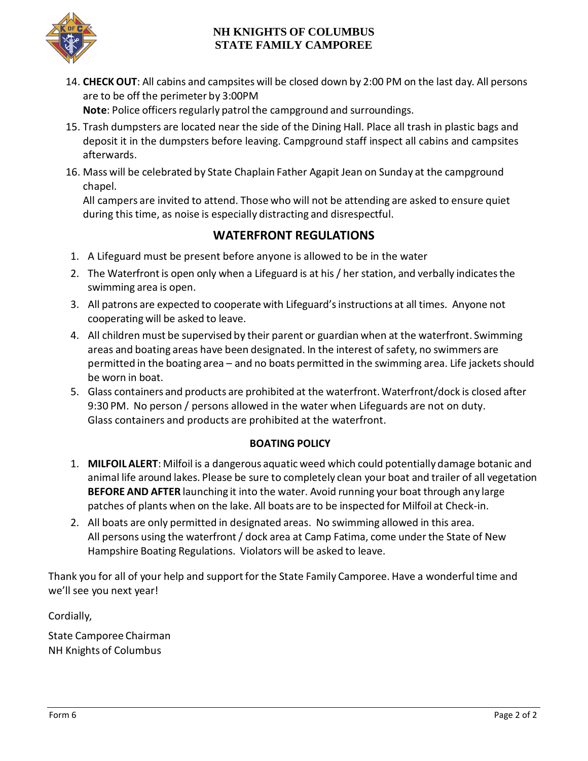14. **CHECK OUT**: All cabins and campsites will be closed down by 2:00 PM on the last day. All persons are to be off the perimeter by 3:00PM
    **Note**: Police officers regularly patrol the campground and surroundings.
15. Trash dumpsters are located near the side of the Dining Hall. Place all trash in plastic bags and deposit it in the dumpsters before leaving. Campground staff inspect all cabins and campsites afterwards.
16. Mass will be celebrated by State Chaplain Father Agapit Jean on Sunday at the campground chapel.
    All campers are invited to attend. Those who will not be attending are asked to ensure quiet during this time, as noise is especially distracting and disrespectful.

## WATERFRONT REGULATIONS

1. A Lifeguard must be present before anyone is allowed to be in the water
2. The Waterfront is open only when a Lifeguard is at his / her station, and verbally indicates the swimming area is open.
3. All patrons are expected to cooperate with Lifeguard's instructions at all times. Anyone not cooperating will be asked to leave.
4. All children must be supervised by their parent or guardian when at the waterfront. Swimming areas and boating areas have been designated. In the interest of safety, no swimmers are permitted in the boating area – and no boats permitted in the swimming area. Life jackets should be worn in boat.
5. Glass containers and products are prohibited at the waterfront. Waterfront/dock is closed after 9:30 PM. No person / persons allowed in the water when Lifeguards are not on duty.
   Glass containers and products are prohibited at the waterfront.

### BOATING POLICY

1. **MILFOIL ALERT**: Milfoil is a dangerous aquatic weed which could potentially damage botanic and animal life around lakes. Please be sure to completely clean your boat and trailer of all vegetation **BEFORE AND AFTER** launching it into the water. Avoid running your boat through any large patches of plants when on the lake. All boats are to be inspected for Milfoil at Check-in.
2. All boats are only permitted in designated areas. No swimming allowed in this area.
   All persons using the waterfront / dock area at Camp Fatima, come under the State of New Hampshire Boating Regulations. Violators will be asked to leave.

Thank you for all of your help and support for the State Family Camporee. Have a wonderful time and we'll see you next year!

Cordially,

State Camporee Chairman
NH Knights of Columbus

Form 6